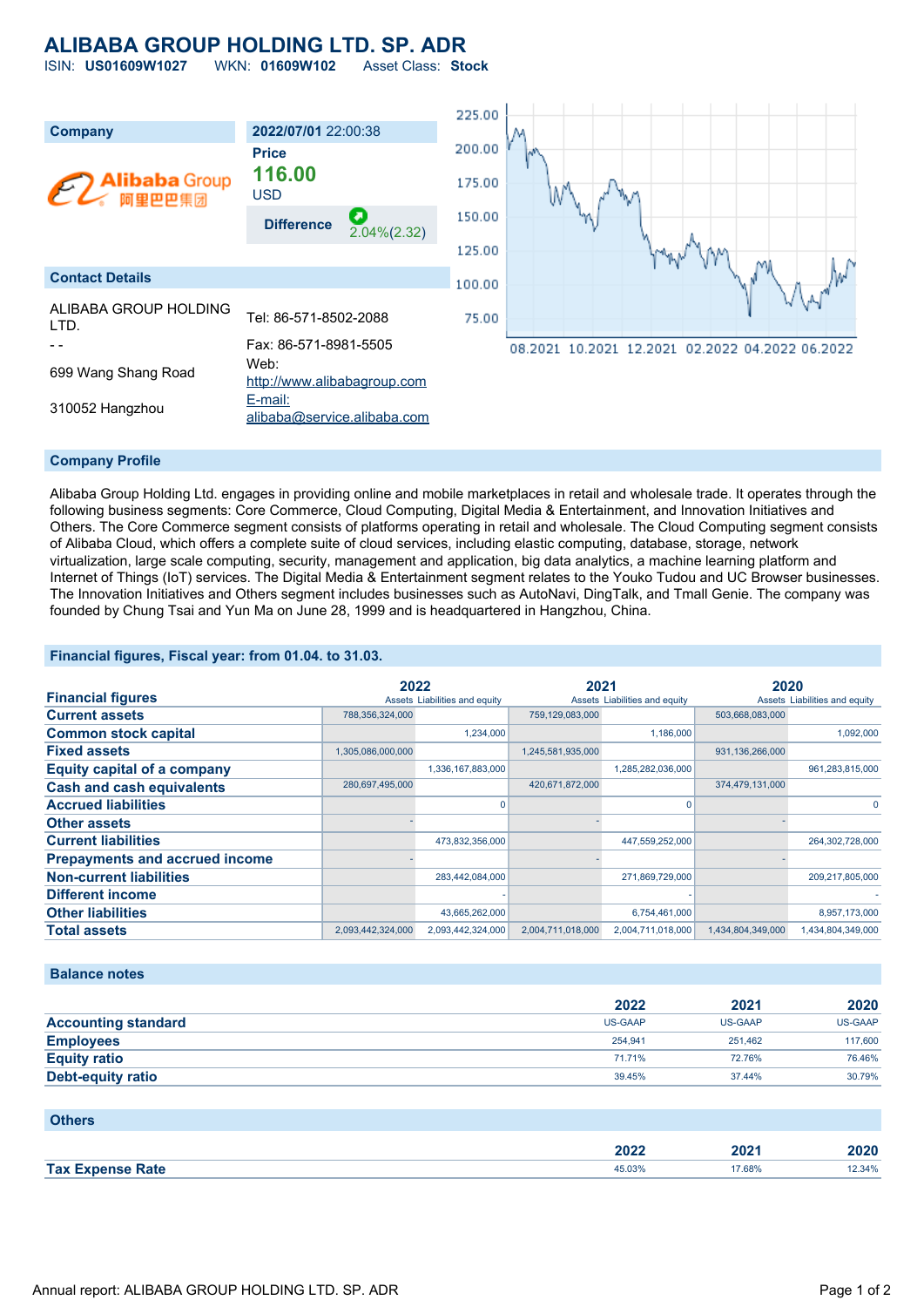# ALIBABA GROUP HOLDING LTD. SP. ADR

ISIN: **US01609W1027** WKN: **01609W102** Asset Class: **Stock**

| Company | 2022/07/01 22:00:38 |
|---|---|
| Alibaba Group 阿里巴巴集团 | **Price** **116.00** USD |
| | **Difference** 2.04%(2.32) |

## Contact Details

ALIBABA GROUP HOLDING LTD.
- -
699 Wang Shang Road
310052 Hangzhou

Tel: 86-571-8502-2088
Fax: 86-571-8981-5505
Web: http://www.alibabagroup.com
E-mail: alibaba@service.alibaba.com

## Company Profile

Alibaba Group Holding Ltd. engages in providing online and mobile marketplaces in retail and wholesale trade. It operates through the following business segments: Core Commerce, Cloud Computing, Digital Media & Entertainment, and Innovation Initiatives and Others. The Core Commerce segment consists of platforms operating in retail and wholesale. The Cloud Computing segment consists of Alibaba Cloud, which offers a complete suite of cloud services, including elastic computing, database, storage, network virtualization, large scale computing, security, management and application, big data analytics, a machine learning platform and Internet of Things (IoT) services. The Digital Media & Entertainment segment relates to the Youko Tudou and UC Browser businesses. The Innovation Initiatives and Others segment includes businesses such as AutoNavi, DingTalk, and Tmall Genie. The company was founded by Chung Tsai and Yun Ma on June 28, 1999 and is headquartered in Hangzhou, China.

## Financial figures, Fiscal year: from 01.04. to 31.03.

| Financial figures | 2022 | | 2021 | | 2020 | |
|---|---|---|---|---|---|---|
| | Assets | Liabilities and equity | Assets | Liabilities and equity | Assets | Liabilities and equity |
| **Current assets** | 788,356,324,000 | | 759,129,083,000 | | 503,668,083,000 | |
| **Common stock capital** | | 1,234,000 | | 1,186,000 | | 1,092,000 |
| **Fixed assets** | 1,305,086,000,000 | | 1,245,581,935,000 | | 931,136,266,000 | |
| **Equity capital of a company** | | 1,336,167,883,000 | | 1,285,282,036,000 | | 961,283,815,000 |
| **Cash and cash equivalents** | 280,697,495,000 | | 420,671,872,000 | | 374,479,131,000 | |
| **Accrued liabilities** | | 0 | | 0 | | 0 |
| **Other assets** | - | | - | | - | |
| **Current liabilities** | | 473,832,356,000 | | 447,559,252,000 | | 264,302,728,000 |
| **Prepayments and accrued income** | - | | - | | - | |
| **Non-current liabilities** | | 283,442,084,000 | | 271,869,729,000 | | 209,217,805,000 |
| **Different income** | | - | | - | | - |
| **Other liabilities** | | 43,665,262,000 | | 6,754,461,000 | | 8,957,173,000 |
| **Total assets** | 2,093,442,324,000 | 2,093,442,324,000 | 2,004,711,018,000 | 2,004,711,018,000 | 1,434,804,349,000 | 1,434,804,349,000 |

## Balance notes

| | 2022 | 2021 | 2020 |
|---|---|---|---|
| **Accounting standard** | US-GAAP | US-GAAP | US-GAAP |
| **Employees** | 254,941 | 251,462 | 117,600 |
| **Equity ratio** | 71.71% | 72.76% | 76.46% |
| **Debt-equity ratio** | 39.45% | 37.44% | 30.79% |

## Others

| | 2022 | 2021 | 2020 |
|---|---|---|---|
| **Tax Expense Rate** | 45.03% | 17.68% | 12.34% |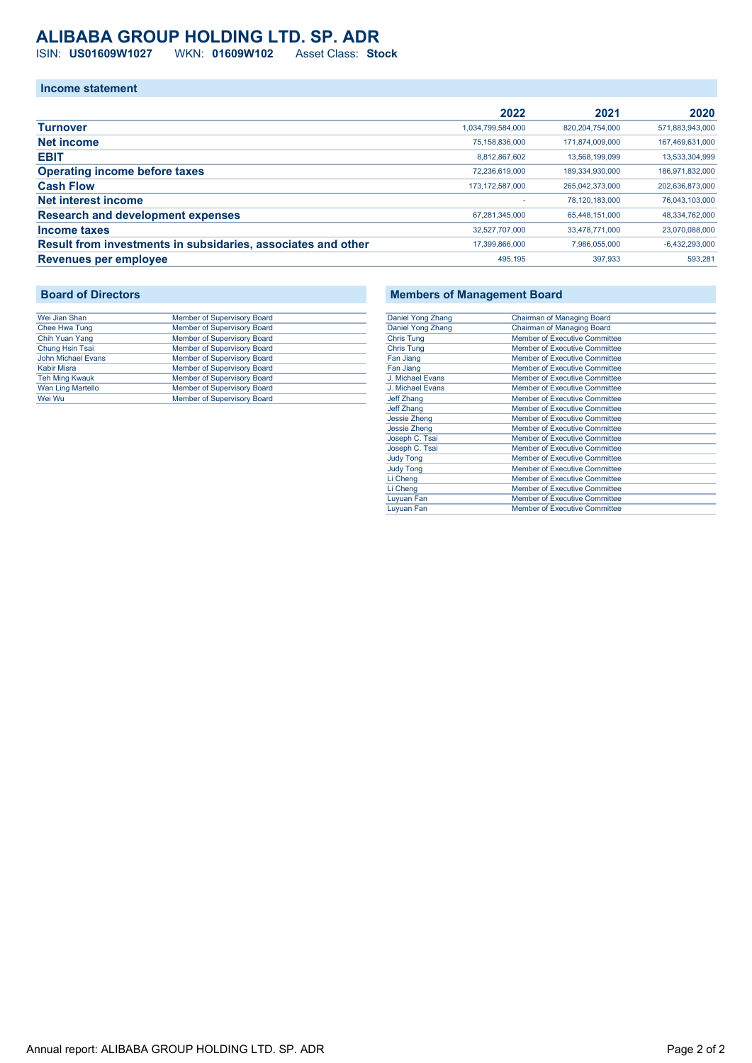# ALIBABA GROUP HOLDING LTD. SP. ADR

ISIN: **US01609W1027** WKN: **01609W102** Asset Class: **Stock**

## Income statement

| | 2022 | 2021 | 2020 |
|---|---|---|---|
| **Turnover** | 1,034,799,584,000 | 820,204,754,000 | 571,883,943,000 |
| **Net income** | 75,158,836,000 | 171,874,009,000 | 167,469,631,000 |
| **EBIT** | 8,812,867,602 | 13,568,199,099 | 13,533,304,999 |
| **Operating income before taxes** | 72,236,619,000 | 189,334,930,000 | 186,971,832,000 |
| **Cash Flow** | 173,172,587,000 | 265,042,373,000 | 202,636,873,000 |
| **Net interest income** | - | 78,120,183,000 | 76,043,103,000 |
| **Research and development expenses** | 67,281,345,000 | 65,448,151,000 | 48,334,762,000 |
| **Income taxes** | 32,527,707,000 | 33,478,771,000 | 23,070,088,000 |
| **Result from investments in subsidaries, associates and other** | 17,399,866,000 | 7,986,055,000 | -6,432,293,000 |
| **Revenues per employee** | 495,195 | 397,933 | 593,281 |

## Board of Directors

| | |
|---|---|
| Wei Jian Shan | Member of Supervisory Board |
| Chee Hwa Tung | Member of Supervisory Board |
| Chih Yuan Yang | Member of Supervisory Board |
| Chung Hsin Tsai | Member of Supervisory Board |
| John Michael Evans | Member of Supervisory Board |
| Kabir Misra | Member of Supervisory Board |
| Teh Ming Kwauk | Member of Supervisory Board |
| Wan Ling Martello | Member of Supervisory Board |
| Wei Wu | Member of Supervisory Board |

## Members of Management Board

| | |
|---|---|
| Daniel Yong Zhang | Chairman of Managing Board |
| Daniel Yong Zhang | Chairman of Managing Board |
| Chris Tung | Member of Executive Committee |
| Chris Tung | Member of Executive Committee |
| Fan Jiang | Member of Executive Committee |
| Fan Jiang | Member of Executive Committee |
| J. Michael Evans | Member of Executive Committee |
| J. Michael Evans | Member of Executive Committee |
| Jeff Zhang | Member of Executive Committee |
| Jeff Zhang | Member of Executive Committee |
| Jessie Zheng | Member of Executive Committee |
| Jessie Zheng | Member of Executive Committee |
| Joseph C. Tsai | Member of Executive Committee |
| Joseph C. Tsai | Member of Executive Committee |
| Judy Tong | Member of Executive Committee |
| Judy Tong | Member of Executive Committee |
| Li Cheng | Member of Executive Committee |
| Li Cheng | Member of Executive Committee |
| Luyuan Fan | Member of Executive Committee |
| Luyuan Fan | Member of Executive Committee |